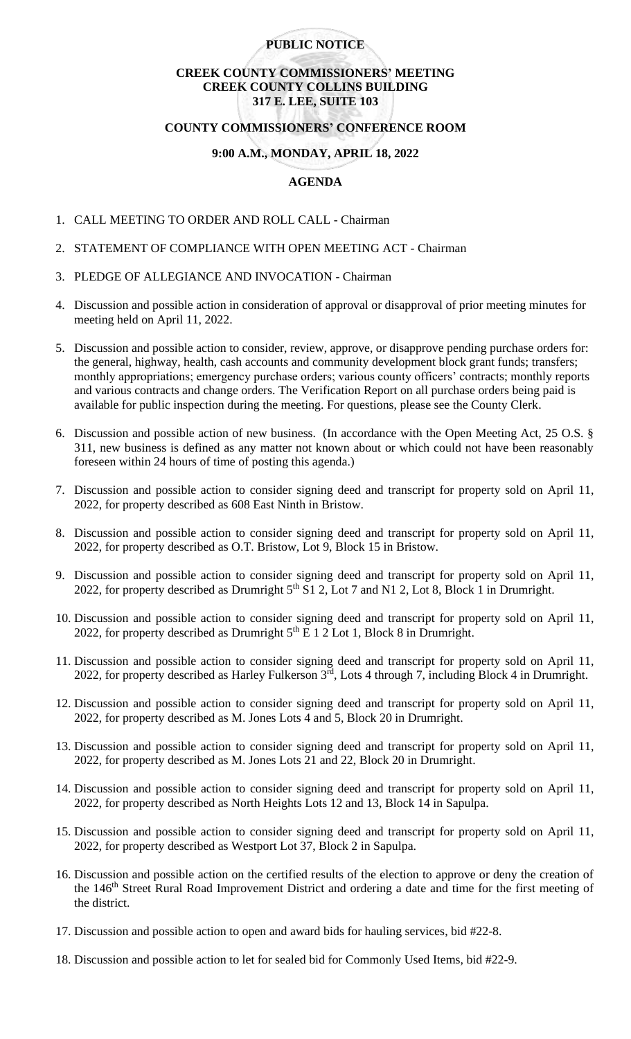**PUBLIC NOTICE**

**CREEK COUNTY COMMISSIONERS' MEETING**
**CREEK COUNTY COLLINS BUILDING**
**317 E. LEE, SUITE 103**

**COUNTY COMMISSIONERS' CONFERENCE ROOM**

**9:00 A.M., MONDAY, APRIL 18, 2022**

**AGENDA**

1. CALL MEETING TO ORDER AND ROLL CALL - Chairman
2. STATEMENT OF COMPLIANCE WITH OPEN MEETING ACT - Chairman
3. PLEDGE OF ALLEGIANCE AND INVOCATION - Chairman
4. Discussion and possible action in consideration of approval or disapproval of prior meeting minutes for meeting held on April 11, 2022.
5. Discussion and possible action to consider, review, approve, or disapprove pending purchase orders for: the general, highway, health, cash accounts and community development block grant funds; transfers; monthly appropriations; emergency purchase orders; various county officers' contracts; monthly reports and various contracts and change orders. The Verification Report on all purchase orders being paid is available for public inspection during the meeting. For questions, please see the County Clerk.
6. Discussion and possible action of new business. (In accordance with the Open Meeting Act, 25 O.S. § 311, new business is defined as any matter not known about or which could not have been reasonably foreseen within 24 hours of time of posting this agenda.)
7. Discussion and possible action to consider signing deed and transcript for property sold on April 11, 2022, for property described as 608 East Ninth in Bristow.
8. Discussion and possible action to consider signing deed and transcript for property sold on April 11, 2022, for property described as O.T. Bristow, Lot 9, Block 15 in Bristow.
9. Discussion and possible action to consider signing deed and transcript for property sold on April 11, 2022, for property described as Drumright 5th S1 2, Lot 7 and N1 2, Lot 8, Block 1 in Drumright.
10. Discussion and possible action to consider signing deed and transcript for property sold on April 11, 2022, for property described as Drumright 5th E 1 2 Lot 1, Block 8 in Drumright.
11. Discussion and possible action to consider signing deed and transcript for property sold on April 11, 2022, for property described as Harley Fulkerson 3rd, Lots 4 through 7, including Block 4 in Drumright.
12. Discussion and possible action to consider signing deed and transcript for property sold on April 11, 2022, for property described as M. Jones Lots 4 and 5, Block 20 in Drumright.
13. Discussion and possible action to consider signing deed and transcript for property sold on April 11, 2022, for property described as M. Jones Lots 21 and 22, Block 20 in Drumright.
14. Discussion and possible action to consider signing deed and transcript for property sold on April 11, 2022, for property described as North Heights Lots 12 and 13, Block 14 in Sapulpa.
15. Discussion and possible action to consider signing deed and transcript for property sold on April 11, 2022, for property described as Westport Lot 37, Block 2 in Sapulpa.
16. Discussion and possible action on the certified results of the election to approve or deny the creation of the 146th Street Rural Road Improvement District and ordering a date and time for the first meeting of the district.
17. Discussion and possible action to open and award bids for hauling services, bid #22-8.
18. Discussion and possible action to let for sealed bid for Commonly Used Items, bid #22-9.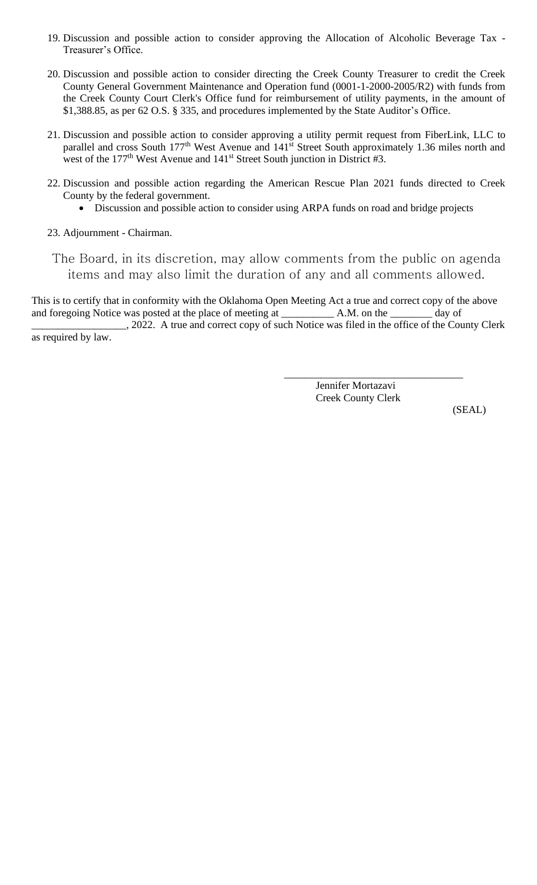19. Discussion and possible action to consider approving the Allocation of Alcoholic Beverage Tax - Treasurer's Office.

20. Discussion and possible action to consider directing the Creek County Treasurer to credit the Creek County General Government Maintenance and Operation fund (0001-1-2000-2005/R2) with funds from the Creek County Court Clerk's Office fund for reimbursement of utility payments, in the amount of $1,388.85, as per 62 O.S. § 335, and procedures implemented by the State Auditor's Office.

21. Discussion and possible action to consider approving a utility permit request from FiberLink, LLC to parallel and cross South 177th West Avenue and 141st Street South approximately 1.36 miles north and west of the 177th West Avenue and 141st Street South junction in District #3.

22. Discussion and possible action regarding the American Rescue Plan 2021 funds directed to Creek County by the federal government.
    - Discussion and possible action to consider using ARPA funds on road and bridge projects

23. Adjournment - Chairman.

The Board, in its discretion, may allow comments from the public on agenda items and may also limit the duration of any and all comments allowed.

This is to certify that in conformity with the Oklahoma Open Meeting Act a true and correct copy of the above and foregoing Notice was posted at the place of meeting at __________ A.M. on the ________ day of __________________, 2022. A true and correct copy of such Notice was filed in the office of the County Clerk as required by law.

__________________________________

Jennifer Mortazavi
Creek County Clerk

(SEAL)